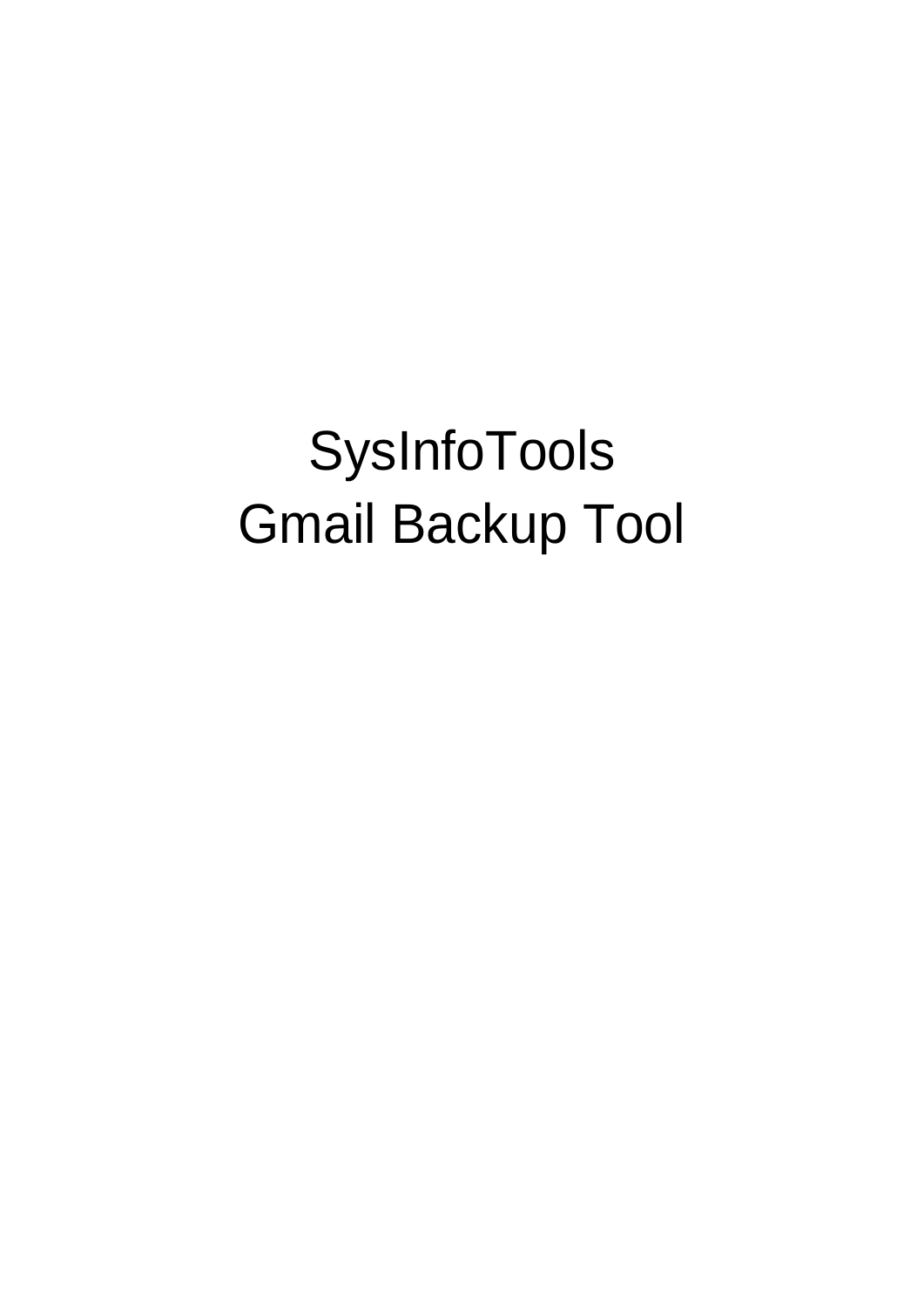# SysInfoTools
# Gmail Backup Tool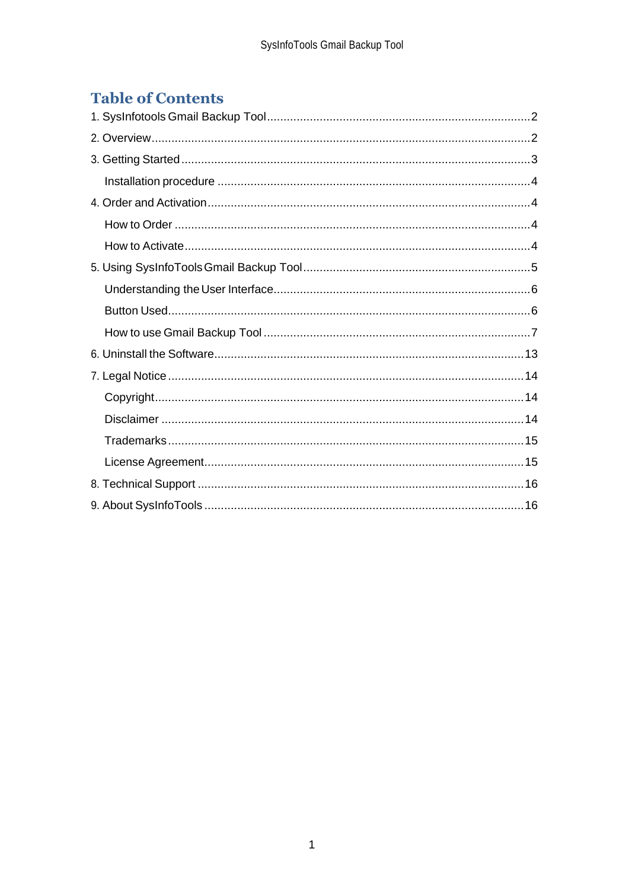## Table of Contents

1. SysInfotools Gmail Backup Tool ............................................................ 2
2. Overview .............................................................................................. 2
3. Getting Started ..................................................................................... 3
   - Installation procedure ...................................................................... 4
4. Order and Activation ............................................................................ 4
   - How to Order .................................................................................... 4
   - How to Activate ................................................................................ 4
5. Using SysInfoTools Gmail Backup Tool ................................................. 5
   - Understanding the User Interface ...................................................... 6
   - Button Used ...................................................................................... 6
   - How to use Gmail Backup Tool ......................................................... 7
6. Uninstall the Software ......................................................................... 13
7. Legal Notice ....................................................................................... 14
   - Copyright ........................................................................................ 14
   - Disclaimer ....................................................................................... 14
   - Trademarks ..................................................................................... 15
   - License Agreement .......................................................................... 15
8. Technical Support .............................................................................. 16
9. About SysInfoTools ............................................................................. 16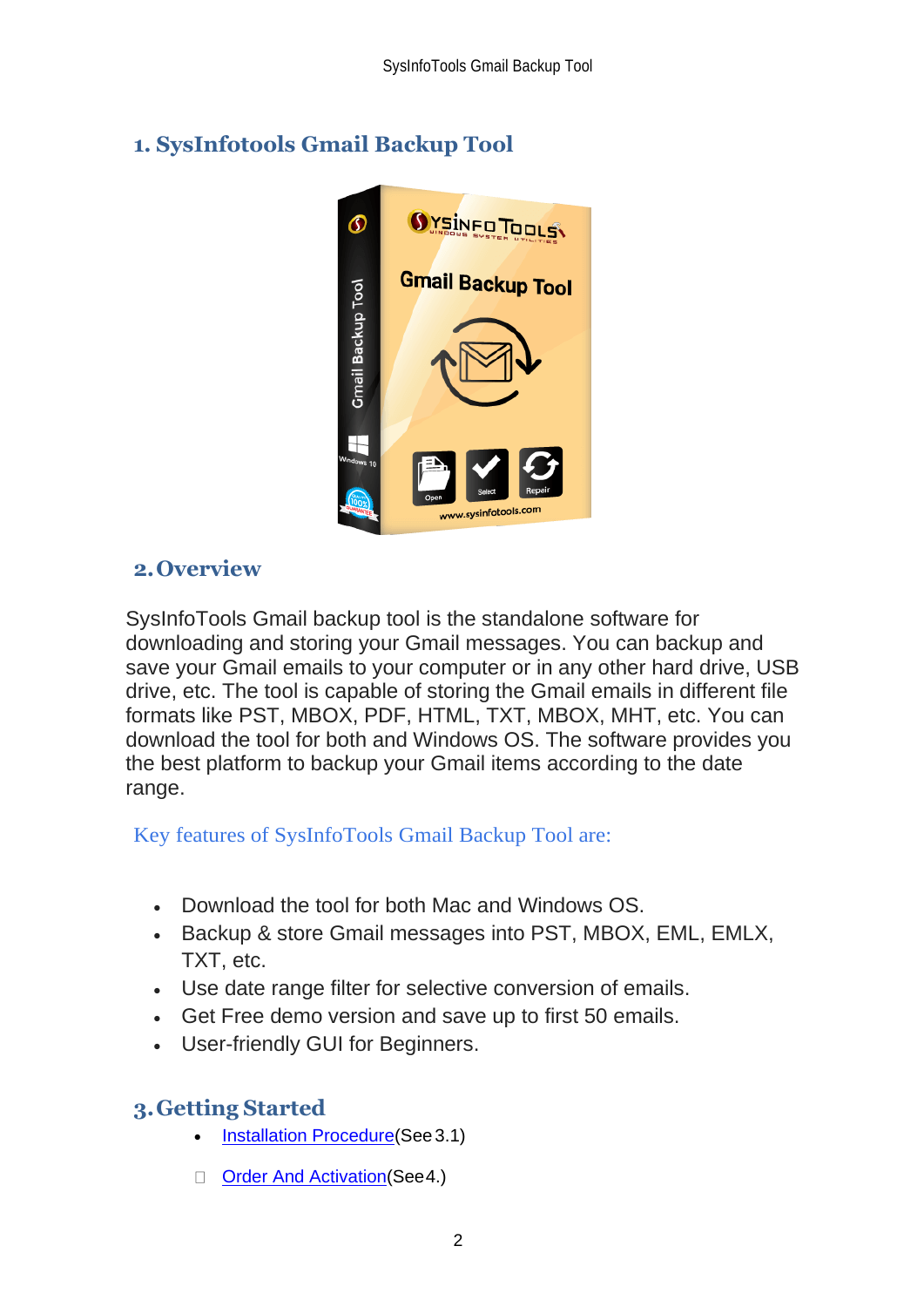## 1. SysInfotools Gmail Backup Tool

## 2. Overview

SysInfoTools Gmail backup tool is the standalone software for downloading and storing your Gmail messages. You can backup and save your Gmail emails to your computer or in any other hard drive, USB drive, etc. The tool is capable of storing the Gmail emails in different file formats like PST, MBOX, PDF, HTML, TXT, MBOX, MHT, etc. You can download the tool for both and Windows OS. The software provides you the best platform to backup your Gmail items according to the date range.

### Key features of SysInfoTools Gmail Backup Tool are:

- Download the tool for both Mac and Windows OS.
- Backup & store Gmail messages into PST, MBOX, EML, EMLX, TXT, etc.
- Use date range filter for selective conversion of emails.
- Get Free demo version and save up to first 50 emails.
- User-friendly GUI for Beginners.

## 3. Getting Started

- Installation Procedure(See 3.1)
- Order And Activation(See 4.)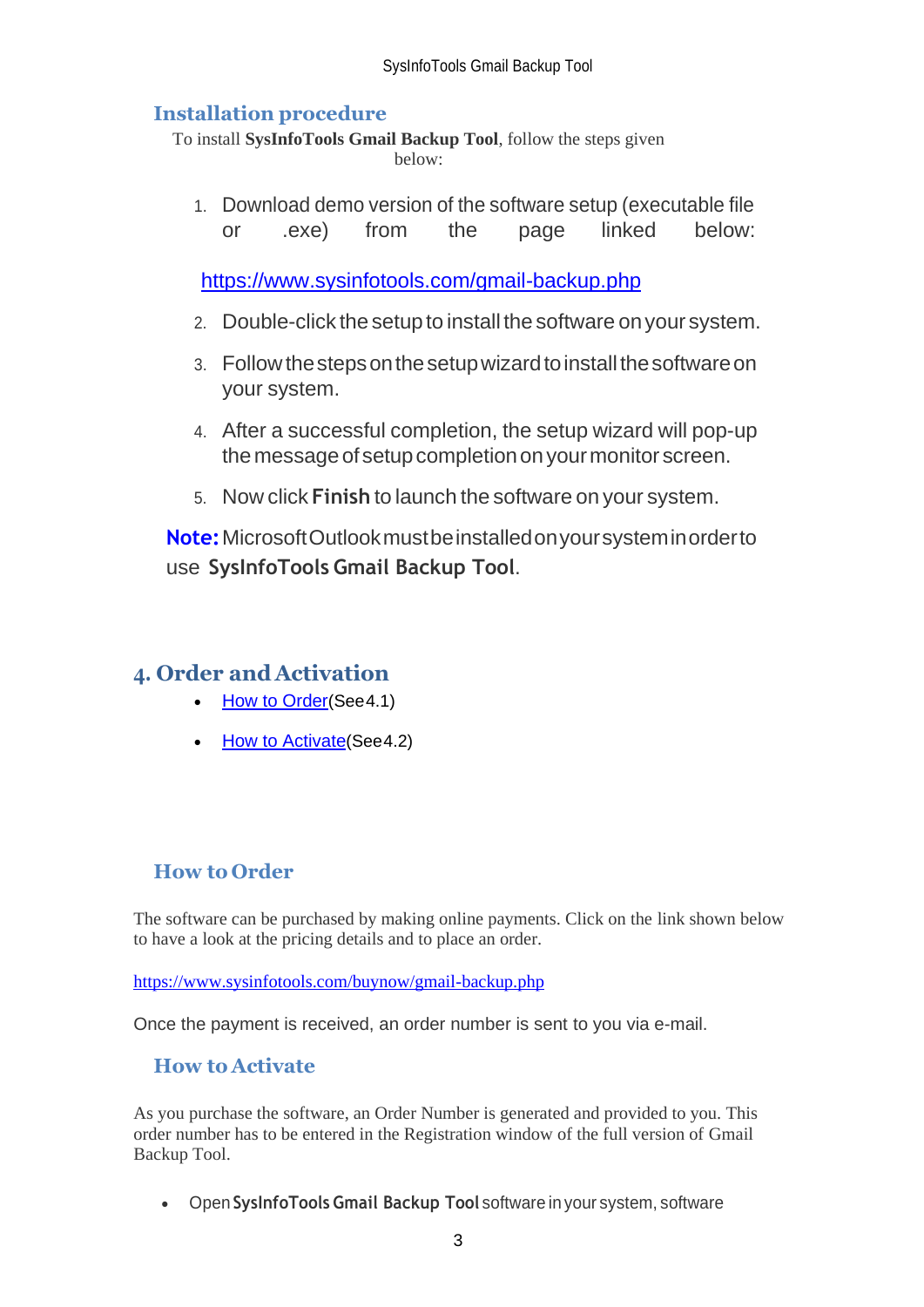## Installation procedure

To install **SysInfoTools Gmail Backup Tool**, follow the steps given below:

1. Download demo version of the software setup (executable file or .exe) from the page linked below:

   https://www.sysinfotools.com/gmail-backup.php

2. Double-click the setup to install the software on your system.
3. Follow the steps on the setup wizard to install the software on your system.
4. After a successful completion, the setup wizard will pop-up the message of setup completion on your monitor screen.
5. Now click **Finish** to launch the software on your system.

**Note:** Microsoft Outlook must be installed on your system in order to use **SysInfoTools Gmail Backup Tool**.

# 4. Order and Activation

- How to Order(See4.1)
- How to Activate(See4.2)

## How to Order

The software can be purchased by making online payments. Click on the link shown below to have a look at the pricing details and to place an order.

https://www.sysinfotools.com/buynow/gmail-backup.php

Once the payment is received, an order number is sent to you via e-mail.

## How to Activate

As you purchase the software, an Order Number is generated and provided to you. This order number has to be entered in the Registration window of the full version of Gmail Backup Tool.

- Open **SysInfoTools Gmail Backup Tool** software in your system, software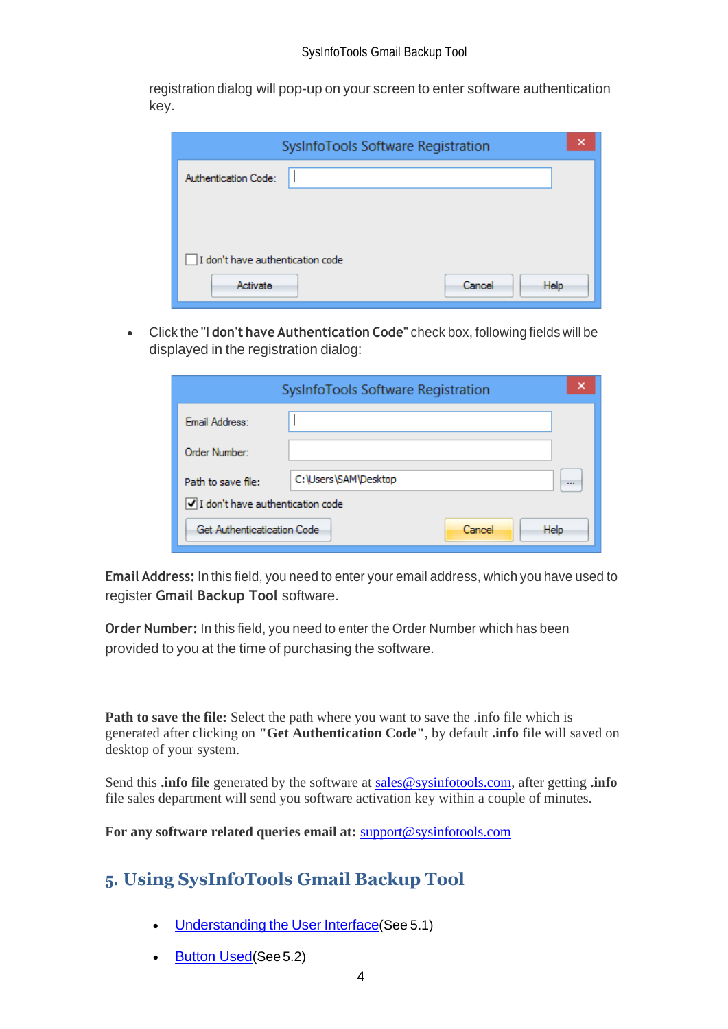registration dialog will pop-up on your screen to enter software authentication key.

- Click the **"I don't have Authentication Code"** check box, following fields will be displayed in the registration dialog:

**Email Address:** In this field, you need to enter your email address, which you have used to register **Gmail Backup Tool** software.

**Order Number:** In this field, you need to enter the Order Number which has been provided to you at the time of purchasing the software.

**Path to save the file:** Select the path where you want to save the .info file which is generated after clicking on **"Get Authentication Code"**, by default **.info** file will saved on desktop of your system.

Send this **.info file** generated by the software at sales@sysinfotools.com, after getting **.info** file sales department will send you software activation key within a couple of minutes.

**For any software related queries email at:** support@sysinfotools.com

## 5. Using SysInfoTools Gmail Backup Tool

- Understanding the User Interface(See 5.1)
- Button Used(See 5.2)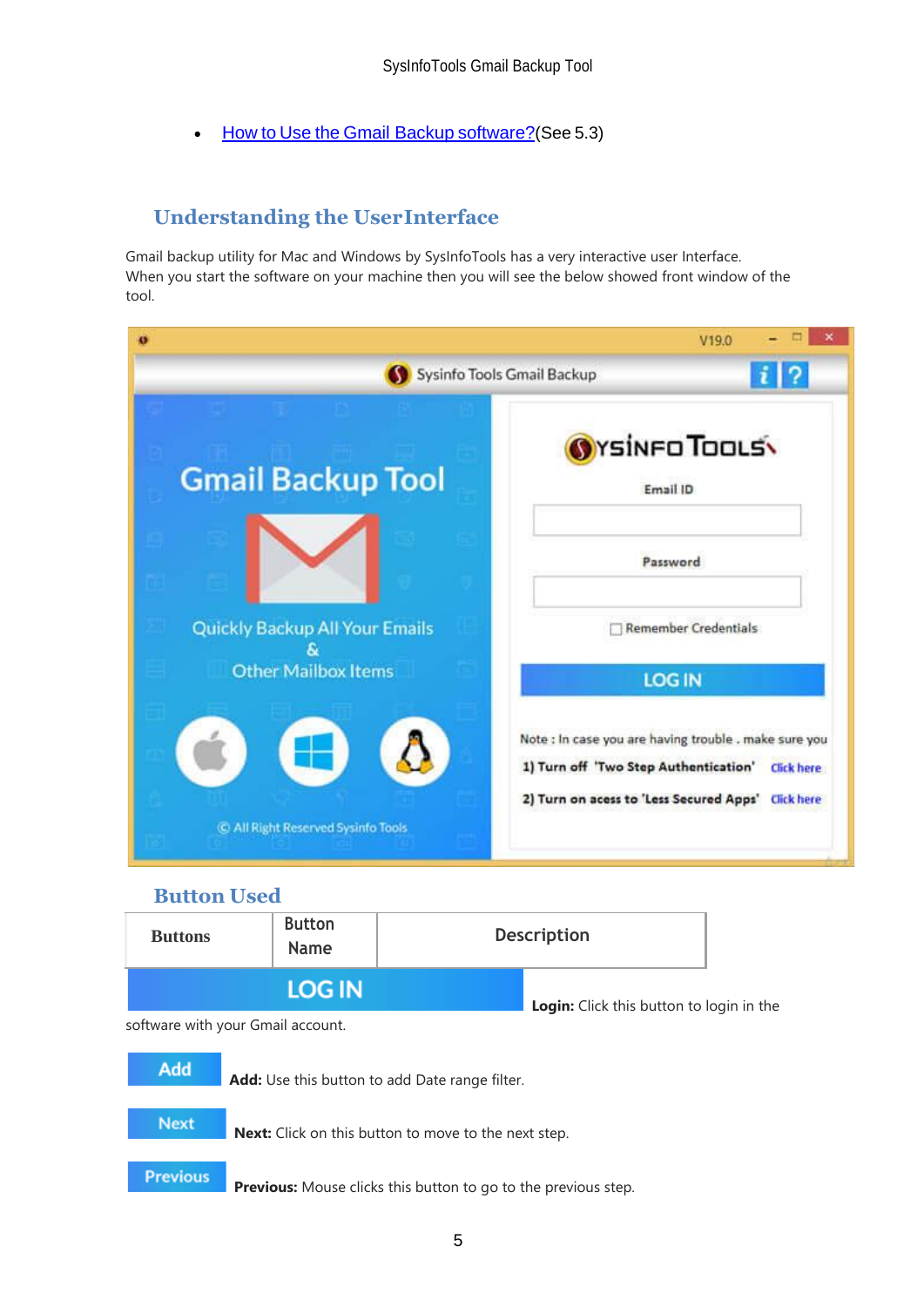- [How to Use the Gmail Backup software?](#)(See 5.3)

## Understanding the UserInterface

Gmail backup utility for Mac and Windows by SysInfoTools has a very interactive user Interface. When you start the software on your machine then you will see the below showed front window of the tool.

## Button Used

| Buttons | Button Name | Description |
|---|---|---|
| LOG IN | | **Login:** Click this button to login in the software with your Gmail account. |
| Add | | **Add:** Use this button to add Date range filter. |
| Next | | **Next:** Click on this button to move to the next step. |
| Previous | | **Previous:** Mouse clicks this button to go to the previous step. |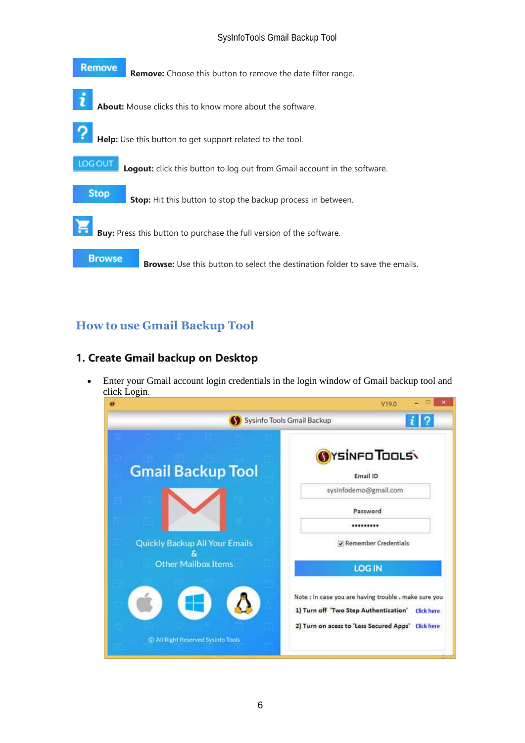**Remove:** Choose this button to remove the date filter range.

**About:** Mouse clicks this to know more about the software.

**Help:** Use this button to get support related to the tool.

**Logout:** click this button to log out from Gmail account in the software.

**Stop:** Hit this button to stop the backup process in between.

**Buy:** Press this button to purchase the full version of the software.

**Browse:** Use this button to select the destination folder to save the emails.

## How to use Gmail Backup Tool

### 1. Create Gmail backup on Desktop

- Enter your Gmail account login credentials in the login window of Gmail backup tool and click Login.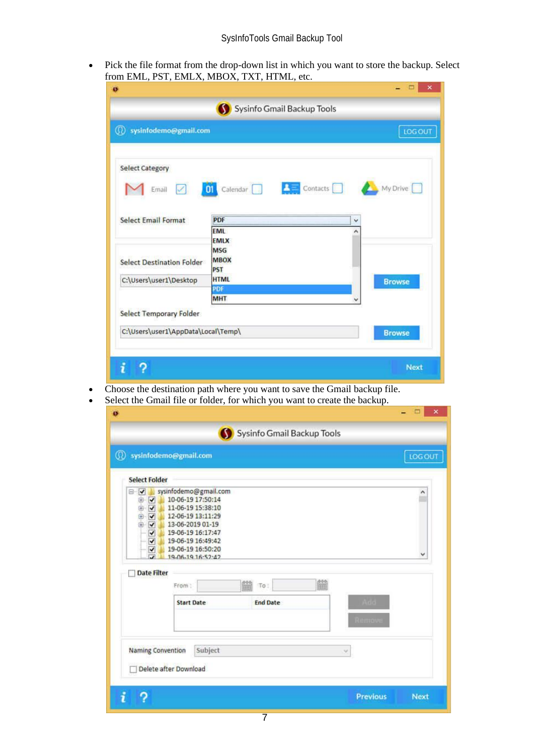- Pick the file format from the drop-down list in which you want to store the backup. Select from EML, PST, EMLX, MBOX, TXT, HTML, etc.

- Choose the destination path where you want to save the Gmail backup file.
- Select the Gmail file or folder, for which you want to create the backup.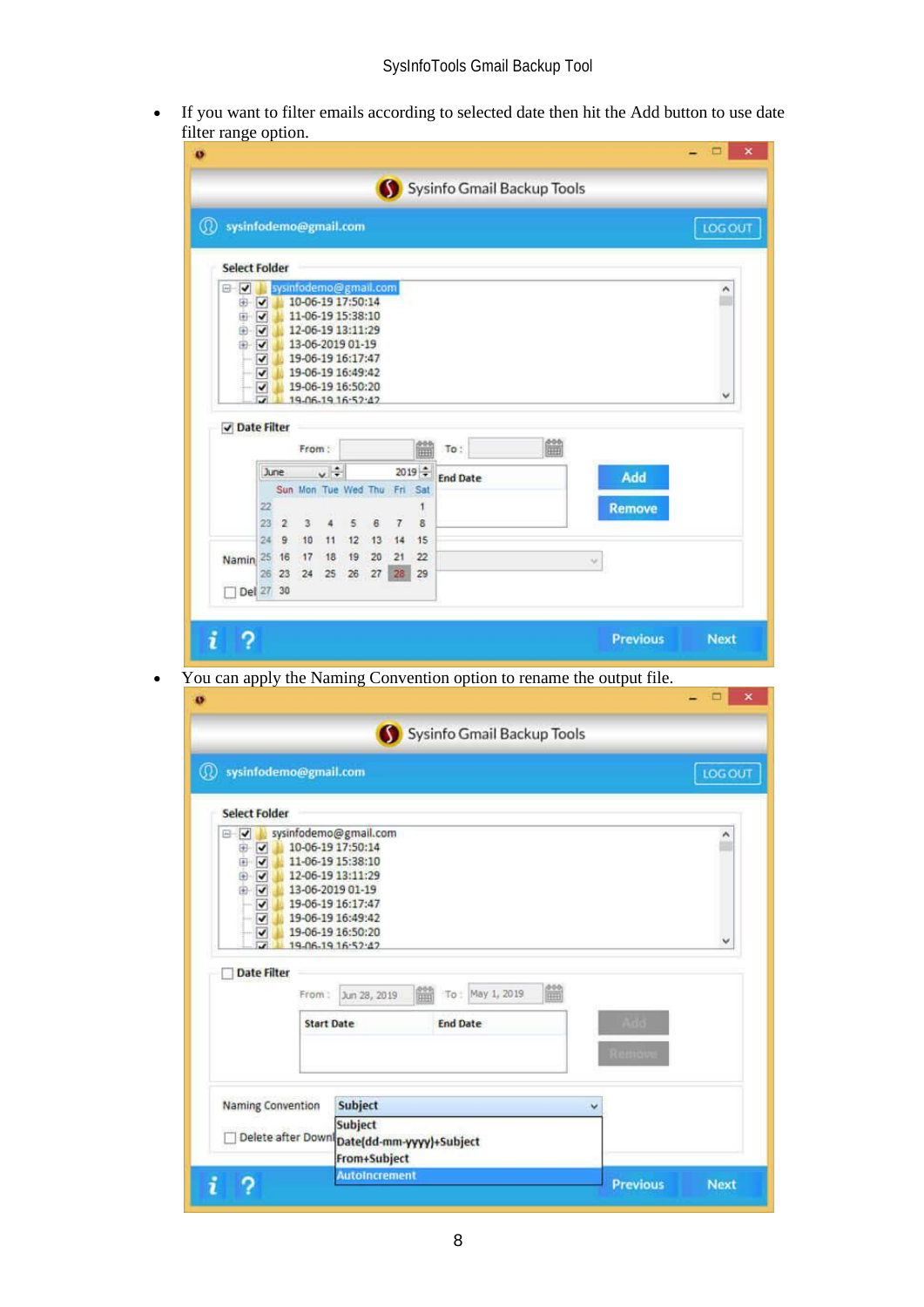- If you want to filter emails according to selected date then hit the Add button to use date filter range option.

- You can apply the Naming Convention option to rename the output file.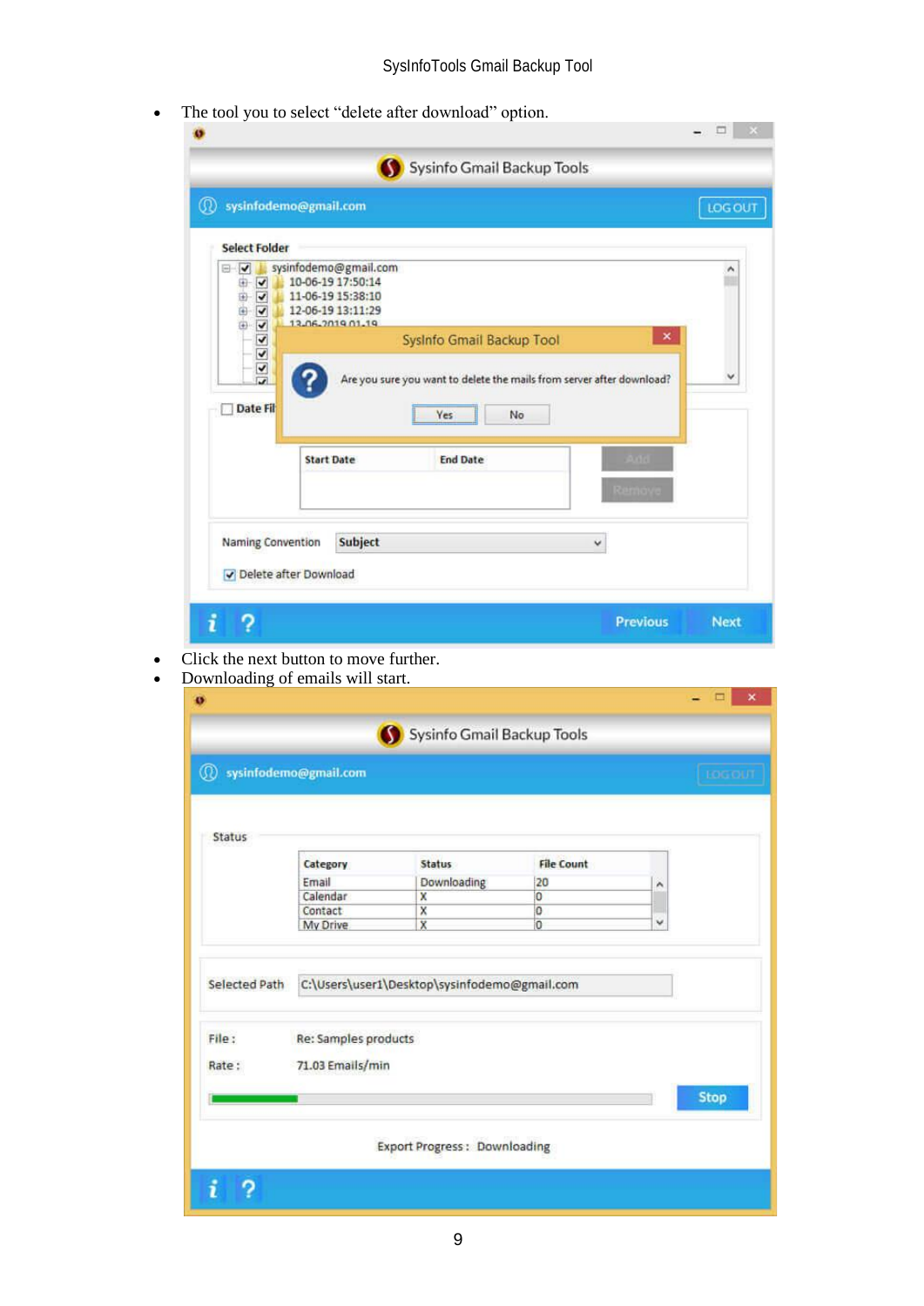- The tool you to select "delete after download" option.

- Click the next button to move further.
- Downloading of emails will start.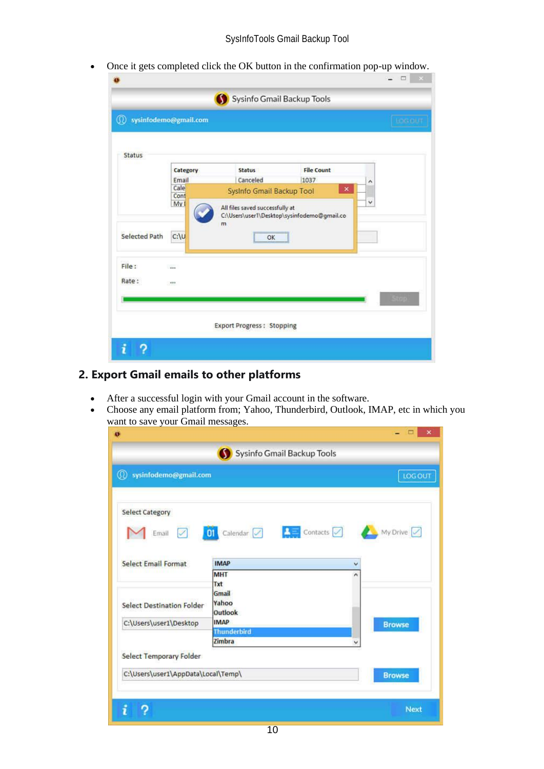- Once it gets completed click the OK button in the confirmation pop-up window.

## 2. Export Gmail emails to other platforms

- After a successful login with your Gmail account in the software.
- Choose any email platform from; Yahoo, Thunderbird, Outlook, IMAP, etc in which you want to save your Gmail messages.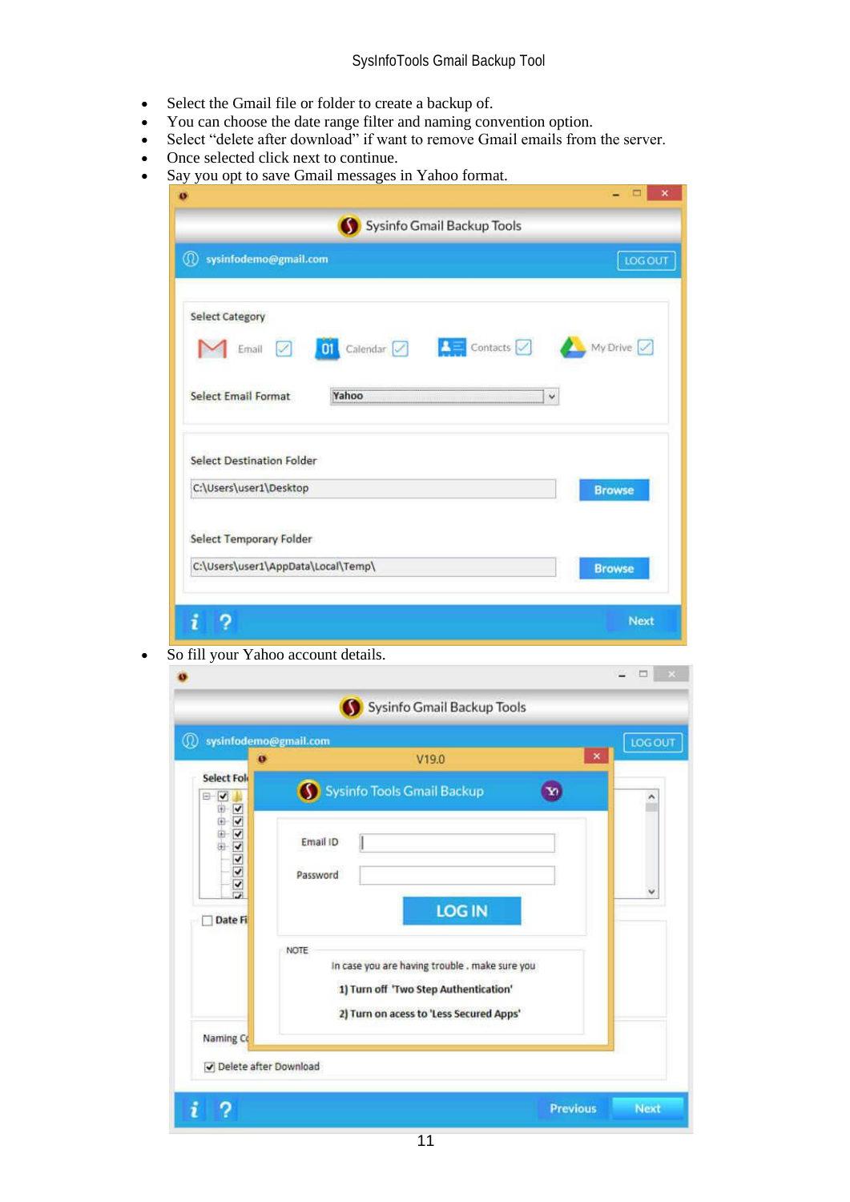- Select the Gmail file or folder to create a backup of.
- You can choose the date range filter and naming convention option.
- Select "delete after download" if want to remove Gmail emails from the server.
- Once selected click next to continue.
- Say you opt to save Gmail messages in Yahoo format.

- So fill your Yahoo account details.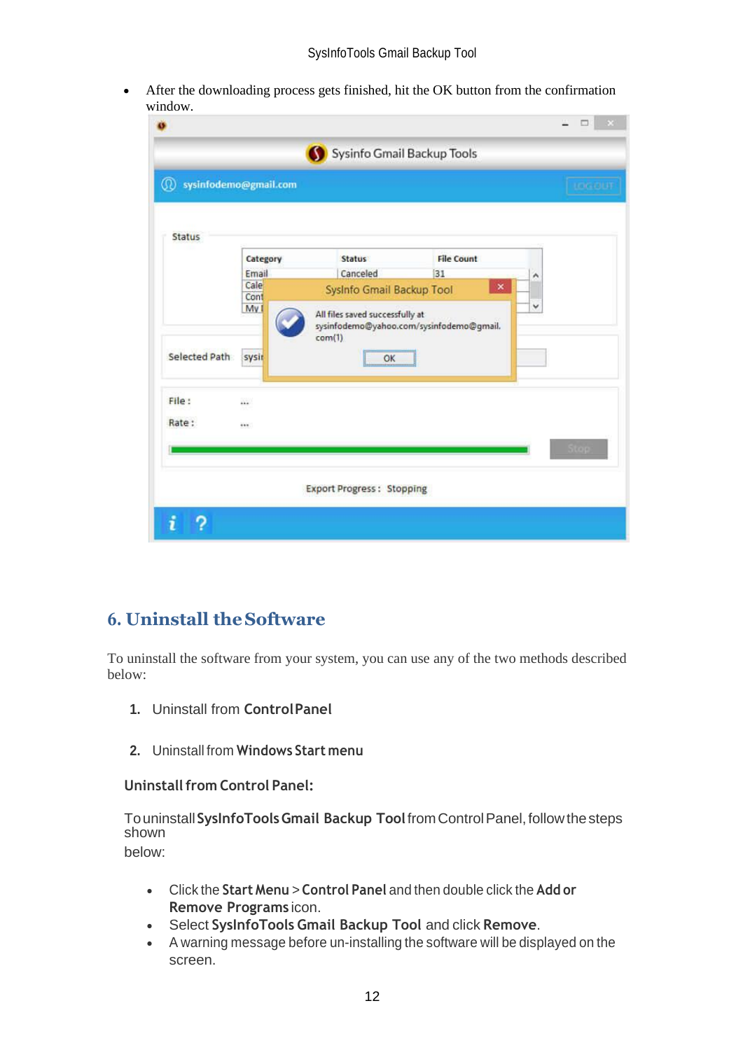- After the downloading process gets finished, hit the OK button from the confirmation window.

## 6. Uninstall the Software

To uninstall the software from your system, you can use any of the two methods described below:

1. Uninstall from **Control Panel**
2. Uninstall from **Windows Start menu**

**Uninstall from Control Panel:**

To uninstall **SysInfoTools Gmail Backup Tool** from Control Panel, follow the steps shown below:

- Click the **Start Menu** > **Control Panel** and then double click the **Add or Remove Programs** icon.
- Select **SysInfoTools Gmail Backup Tool** and click **Remove**.
- A warning message before un-installing the software will be displayed on the screen.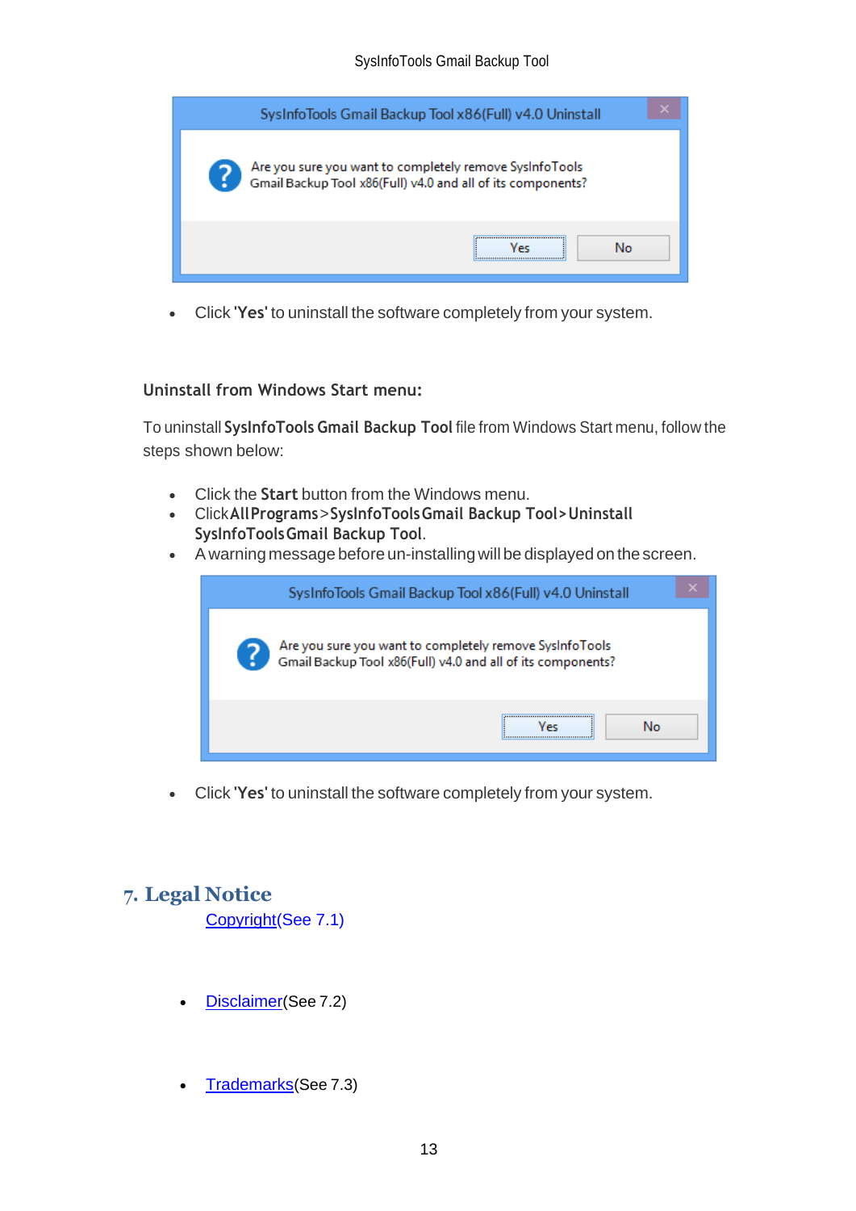- Click '**Yes**' to uninstall the software completely from your system.

### Uninstall from Windows Start menu:

To uninstall **SysInfoTools Gmail Backup Tool** file from Windows Start menu, follow the steps shown below:

- Click the **Start** button from the Windows menu.
- Click **All Programs > SysInfoTools Gmail Backup Tool > Uninstall SysInfoTools Gmail Backup Tool**.
- A warning message before un-installing will be displayed on the screen.

- Click '**Yes**' to uninstall the software completely from your system.

## 7. Legal Notice

- Copyright(See 7.1)
- Disclaimer(See 7.2)
- Trademarks(See 7.3)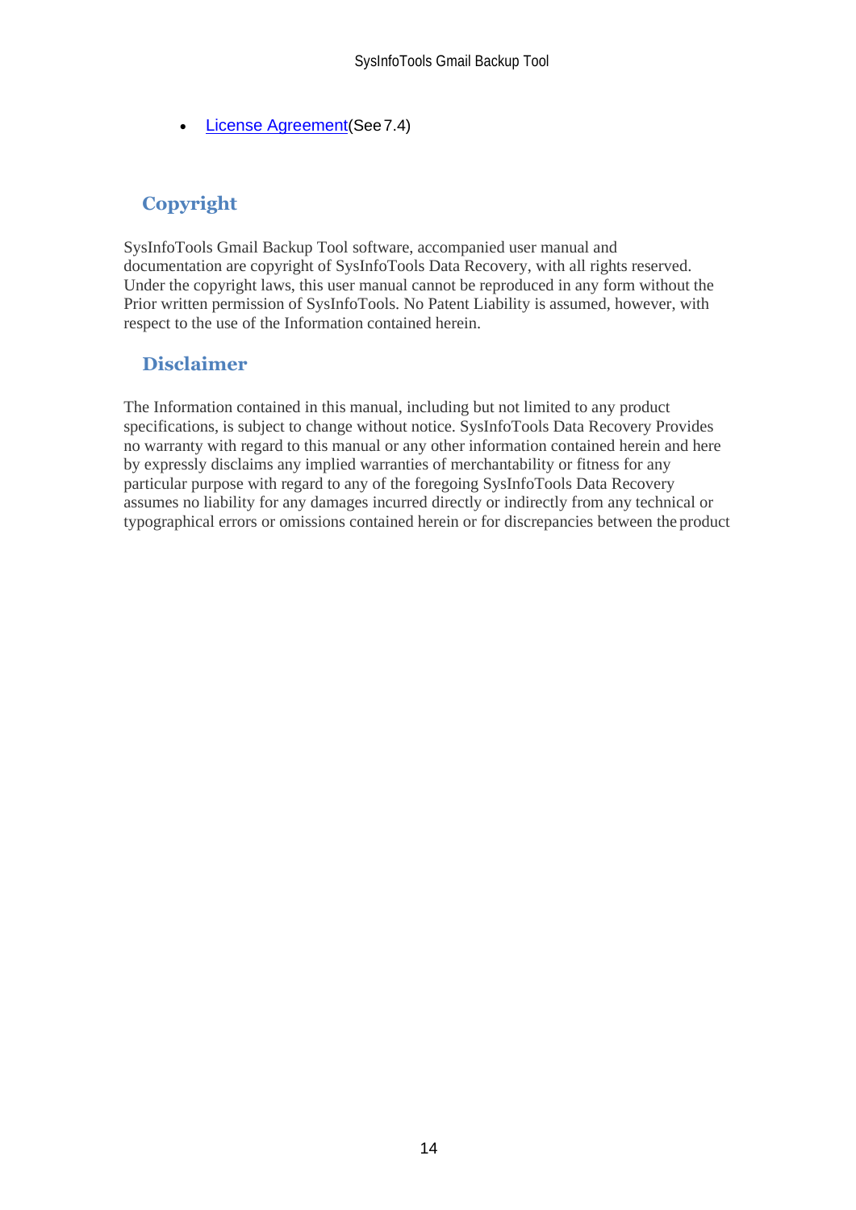- License Agreement(See 7.4)

## Copyright

SysInfoTools Gmail Backup Tool software, accompanied user manual and documentation are copyright of SysInfoTools Data Recovery, with all rights reserved. Under the copyright laws, this user manual cannot be reproduced in any form without the Prior written permission of SysInfoTools. No Patent Liability is assumed, however, with respect to the use of the Information contained herein.

## Disclaimer

The Information contained in this manual, including but not limited to any product specifications, is subject to change without notice. SysInfoTools Data Recovery Provides no warranty with regard to this manual or any other information contained herein and here by expressly disclaims any implied warranties of merchantability or fitness for any particular purpose with regard to any of the foregoing SysInfoTools Data Recovery assumes no liability for any damages incurred directly or indirectly from any technical or typographical errors or omissions contained herein or for discrepancies between the product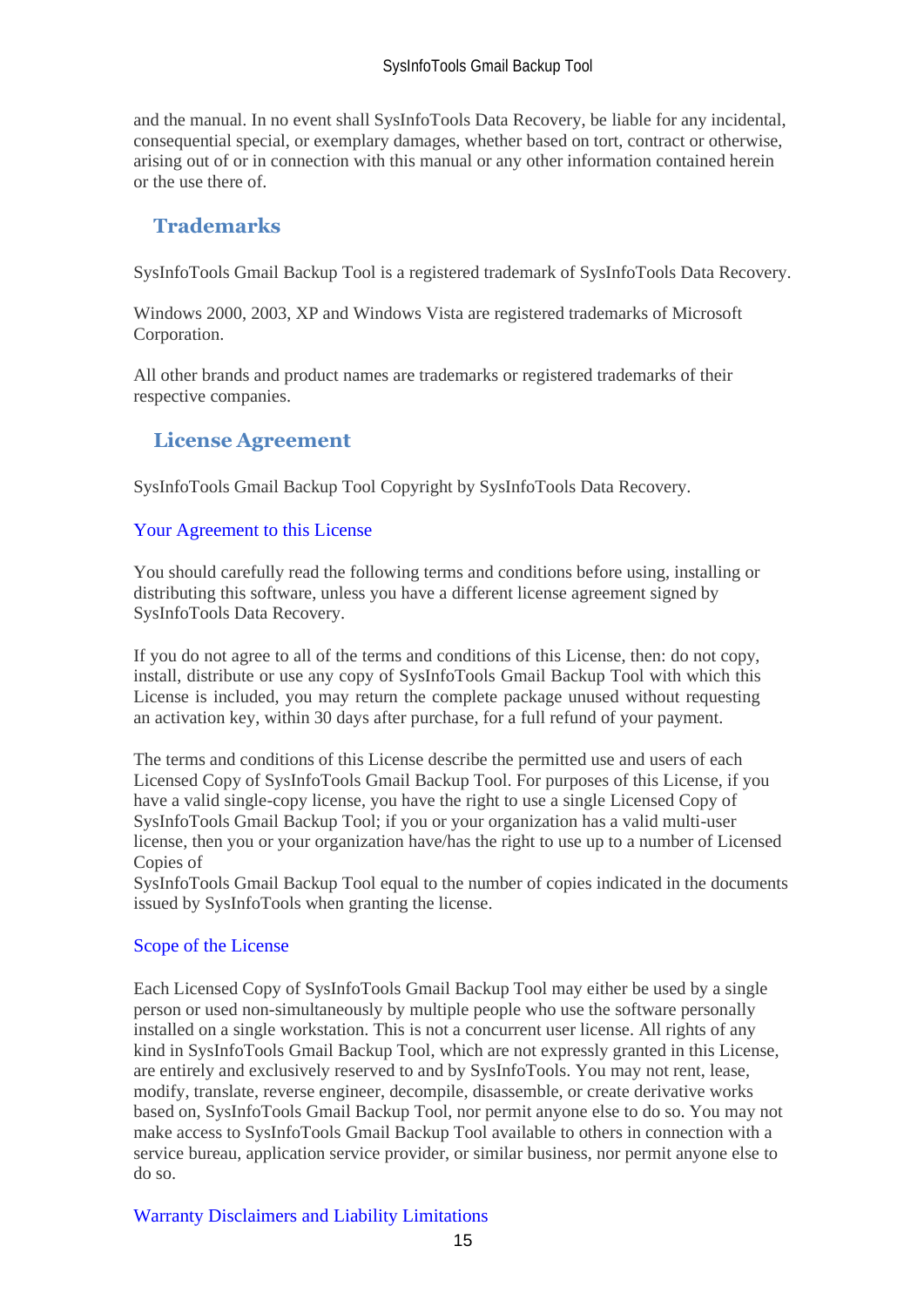and the manual. In no event shall SysInfoTools Data Recovery, be liable for any incidental, consequential special, or exemplary damages, whether based on tort, contract or otherwise, arising out of or in connection with this manual or any other information contained herein or the use there of.

## Trademarks

SysInfoTools Gmail Backup Tool is a registered trademark of SysInfoTools Data Recovery.

Windows 2000, 2003, XP and Windows Vista are registered trademarks of Microsoft Corporation.

All other brands and product names are trademarks or registered trademarks of their respective companies.

## License Agreement

SysInfoTools Gmail Backup Tool Copyright by SysInfoTools Data Recovery.

### Your Agreement to this License

You should carefully read the following terms and conditions before using, installing or distributing this software, unless you have a different license agreement signed by SysInfoTools Data Recovery.

If you do not agree to all of the terms and conditions of this License, then: do not copy, install, distribute or use any copy of SysInfoTools Gmail Backup Tool with which this License is included, you may return the complete package unused without requesting an activation key, within 30 days after purchase, for a full refund of your payment.

The terms and conditions of this License describe the permitted use and users of each Licensed Copy of SysInfoTools Gmail Backup Tool. For purposes of this License, if you have a valid single-copy license, you have the right to use a single Licensed Copy of SysInfoTools Gmail Backup Tool; if you or your organization has a valid multi-user license, then you or your organization have/has the right to use up to a number of Licensed Copies of
SysInfoTools Gmail Backup Tool equal to the number of copies indicated in the documents issued by SysInfoTools when granting the license.

### Scope of the License

Each Licensed Copy of SysInfoTools Gmail Backup Tool may either be used by a single person or used non-simultaneously by multiple people who use the software personally installed on a single workstation. This is not a concurrent user license. All rights of any kind in SysInfoTools Gmail Backup Tool, which are not expressly granted in this License, are entirely and exclusively reserved to and by SysInfoTools. You may not rent, lease, modify, translate, reverse engineer, decompile, disassemble, or create derivative works based on, SysInfoTools Gmail Backup Tool, nor permit anyone else to do so. You may not make access to SysInfoTools Gmail Backup Tool available to others in connection with a service bureau, application service provider, or similar business, nor permit anyone else to do so.

### Warranty Disclaimers and Liability Limitations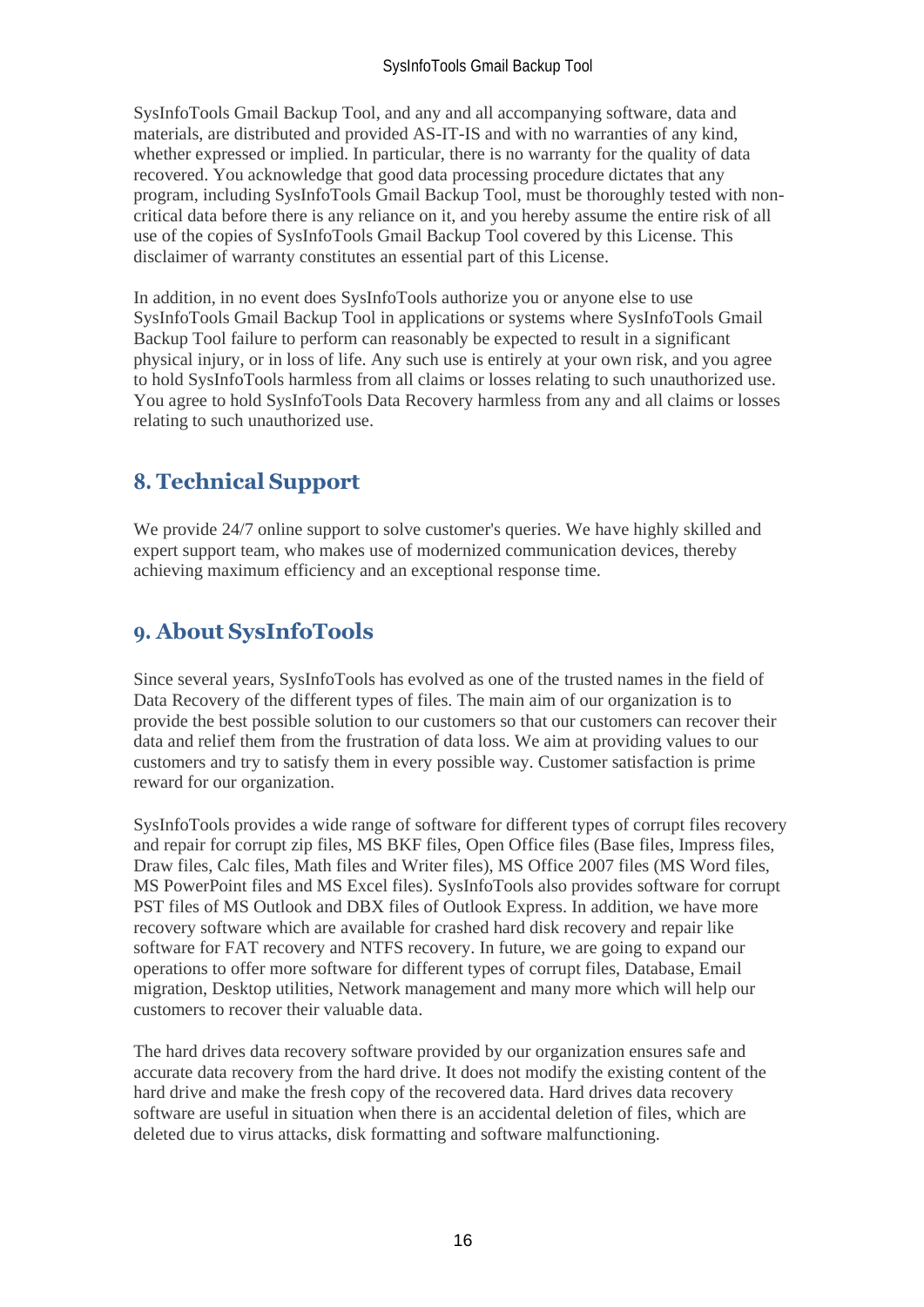SysInfoTools Gmail Backup Tool, and any and all accompanying software, data and materials, are distributed and provided AS-IT-IS and with no warranties of any kind, whether expressed or implied. In particular, there is no warranty for the quality of data recovered. You acknowledge that good data processing procedure dictates that any program, including SysInfoTools Gmail Backup Tool, must be thoroughly tested with non-critical data before there is any reliance on it, and you hereby assume the entire risk of all use of the copies of SysInfoTools Gmail Backup Tool covered by this License. This disclaimer of warranty constitutes an essential part of this License.

In addition, in no event does SysInfoTools authorize you or anyone else to use SysInfoTools Gmail Backup Tool in applications or systems where SysInfoTools Gmail Backup Tool failure to perform can reasonably be expected to result in a significant physical injury, or in loss of life. Any such use is entirely at your own risk, and you agree to hold SysInfoTools harmless from all claims or losses relating to such unauthorized use. You agree to hold SysInfoTools Data Recovery harmless from any and all claims or losses relating to such unauthorized use.

## 8. Technical Support

We provide 24/7 online support to solve customer's queries. We have highly skilled and expert support team, who makes use of modernized communication devices, thereby achieving maximum efficiency and an exceptional response time.

## 9. About SysInfoTools

Since several years, SysInfoTools has evolved as one of the trusted names in the field of Data Recovery of the different types of files. The main aim of our organization is to provide the best possible solution to our customers so that our customers can recover their data and relief them from the frustration of data loss. We aim at providing values to our customers and try to satisfy them in every possible way. Customer satisfaction is prime reward for our organization.

SysInfoTools provides a wide range of software for different types of corrupt files recovery and repair for corrupt zip files, MS BKF files, Open Office files (Base files, Impress files, Draw files, Calc files, Math files and Writer files), MS Office 2007 files (MS Word files, MS PowerPoint files and MS Excel files). SysInfoTools also provides software for corrupt PST files of MS Outlook and DBX files of Outlook Express. In addition, we have more recovery software which are available for crashed hard disk recovery and repair like software for FAT recovery and NTFS recovery. In future, we are going to expand our operations to offer more software for different types of corrupt files, Database, Email migration, Desktop utilities, Network management and many more which will help our customers to recover their valuable data.

The hard drives data recovery software provided by our organization ensures safe and accurate data recovery from the hard drive. It does not modify the existing content of the hard drive and make the fresh copy of the recovered data. Hard drives data recovery software are useful in situation when there is an accidental deletion of files, which are deleted due to virus attacks, disk formatting and software malfunctioning.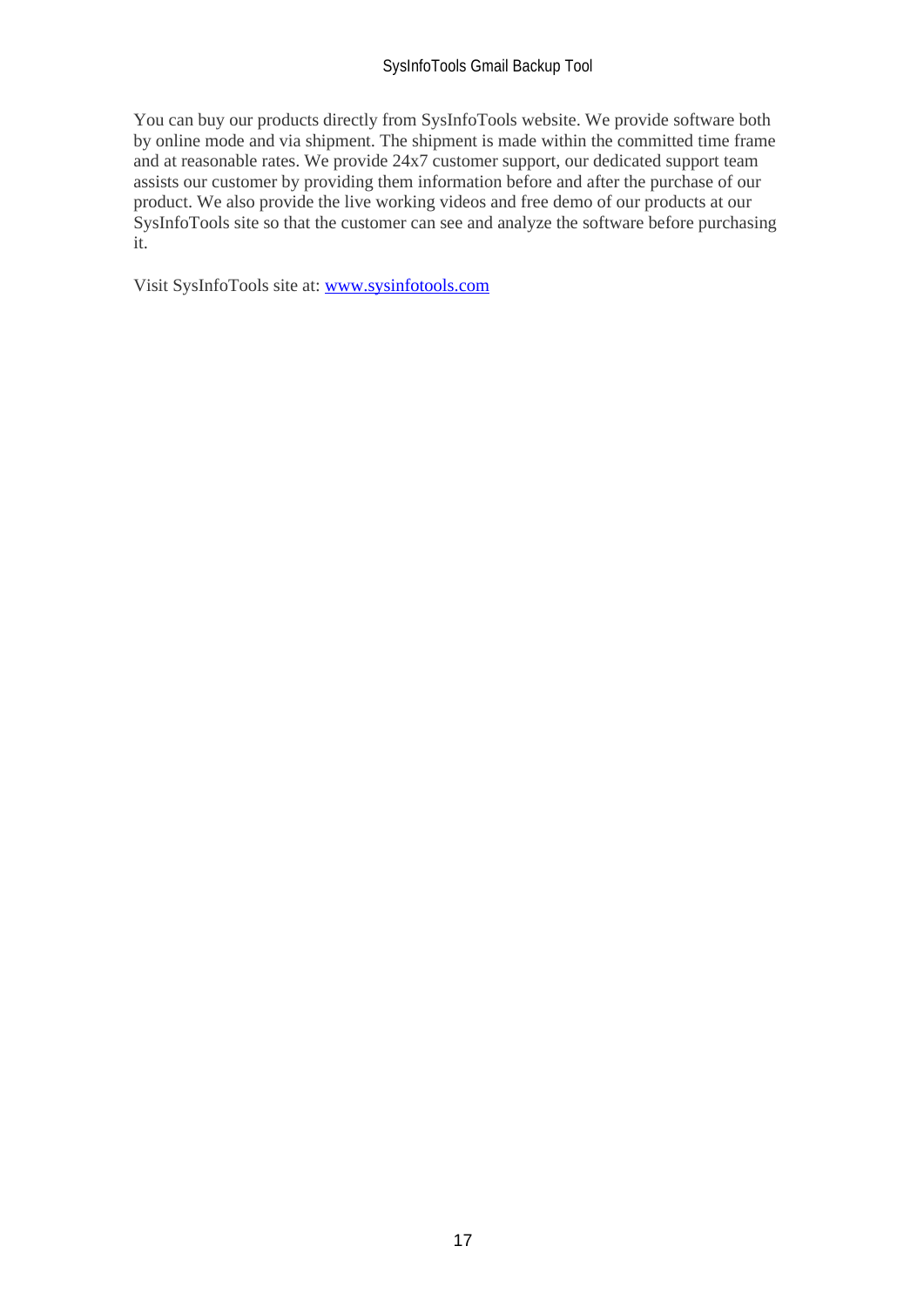You can buy our products directly from SysInfoTools website. We provide software both by online mode and via shipment. The shipment is made within the committed time frame and at reasonable rates. We provide 24x7 customer support, our dedicated support team assists our customer by providing them information before and after the purchase of our product. We also provide the live working videos and free demo of our products at our SysInfoTools site so that the customer can see and analyze the software before purchasing it.

Visit SysInfoTools site at: [www.sysinfotools.com](http://www.sysinfotools.com)